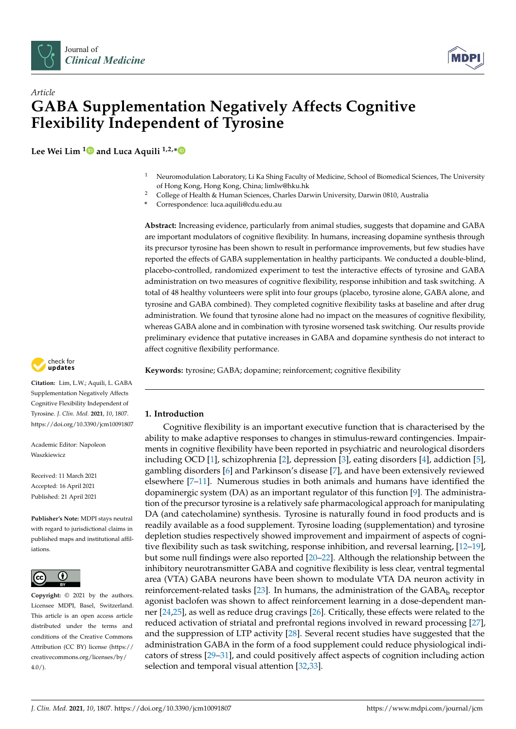*Article*

# GABA Supplementation Negatively Affects Cognitive Flexibility Independent of Tyrosine

**Lee Wei Lim [1] and Luca Aquili [1,2,*]**

[1] Neuromodulation Laboratory, Li Ka Shing Faculty of Medicine, School of Biomedical Sciences, The University of Hong Kong, Hong Kong, China; limlw@hku.hk

[2] College of Health & Human Sciences, Charles Darwin University, Darwin 0810, Australia

[*] Correspondence: luca.aquili@cdu.edu.au

**Abstract:** Increasing evidence, particularly from animal studies, suggests that dopamine and GABA are important modulators of cognitive flexibility. In humans, increasing dopamine synthesis through its precursor tyrosine has been shown to result in performance improvements, but few studies have reported the effects of GABA supplementation in healthy participants. We conducted a double-blind, placebo-controlled, randomized experiment to test the interactive effects of tyrosine and GABA administration on two measures of cognitive flexibility, response inhibition and task switching. A total of 48 healthy volunteers were split into four groups (placebo, tyrosine alone, GABA alone, and tyrosine and GABA combined). They completed cognitive flexibility tasks at baseline and after drug administration. We found that tyrosine alone had no impact on the measures of cognitive flexibility, whereas GABA alone and in combination with tyrosine worsened task switching. Our results provide preliminary evidence that putative increases in GABA and dopamine synthesis do not interact to affect cognitive flexibility performance.

**Keywords:** tyrosine; GABA; dopamine; reinforcement; cognitive flexibility

**Citation:** Lim, L.W.; Aquili, L. GABA Supplementation Negatively Affects Cognitive Flexibility Independent of Tyrosine. *J. Clin. Med.* **2021**, *10*, 1807. https://doi.org/10.3390/jcm10091807

Academic Editor: Napoleon Waszkiewicz

Received: 11 March 2021
Accepted: 16 April 2021
Published: 21 April 2021

**Publisher's Note:** MDPI stays neutral with regard to jurisdictional claims in published maps and institutional affiliations.

**Copyright:** © 2021 by the authors. Licensee MDPI, Basel, Switzerland. This article is an open access article distributed under the terms and conditions of the Creative Commons Attribution (CC BY) license (https://creativecommons.org/licenses/by/4.0/).

## 1. Introduction

Cognitive flexibility is an important executive function that is characterised by the ability to make adaptive responses to changes in stimulus-reward contingencies. Impairments in cognitive flexibility have been reported in psychiatric and neurological disorders including OCD [1], schizophrenia [2], depression [3], eating disorders [4], addiction [5], gambling disorders [6] and Parkinson's disease [7], and have been extensively reviewed elsewhere [7–11]. Numerous studies in both animals and humans have identified the dopaminergic system (DA) as an important regulator of this function [9]. The administration of the precursor tyrosine is a relatively safe pharmacological approach for manipulating DA (and catecholamine) synthesis. Tyrosine is naturally found in food products and is readily available as a food supplement. Tyrosine loading (supplementation) and tyrosine depletion studies respectively showed improvement and impairment of aspects of cognitive flexibility such as task switching, response inhibition, and reversal learning, [12–19], but some null findings were also reported [20–22]. Although the relationship between the inhibitory neurotransmitter GABA and cognitive flexibility is less clear, ventral tegmental area (VTA) GABA neurons have been shown to modulate VTA DA neuron activity in reinforcement-related tasks [23]. In humans, the administration of the $GABA_b$ receptor agonist baclofen was shown to affect reinforcement learning in a dose-dependent manner [24,25], as well as reduce drug cravings [26]. Critically, these effects were related to the reduced activation of striatal and prefrontal regions involved in reward processing [27], and the suppression of LTP activity [28]. Several recent studies have suggested that the administration GABA in the form of a food supplement could reduce physiological indicators of stress [29–31], and could positively affect aspects of cognition including action selection and temporal visual attention [32,33].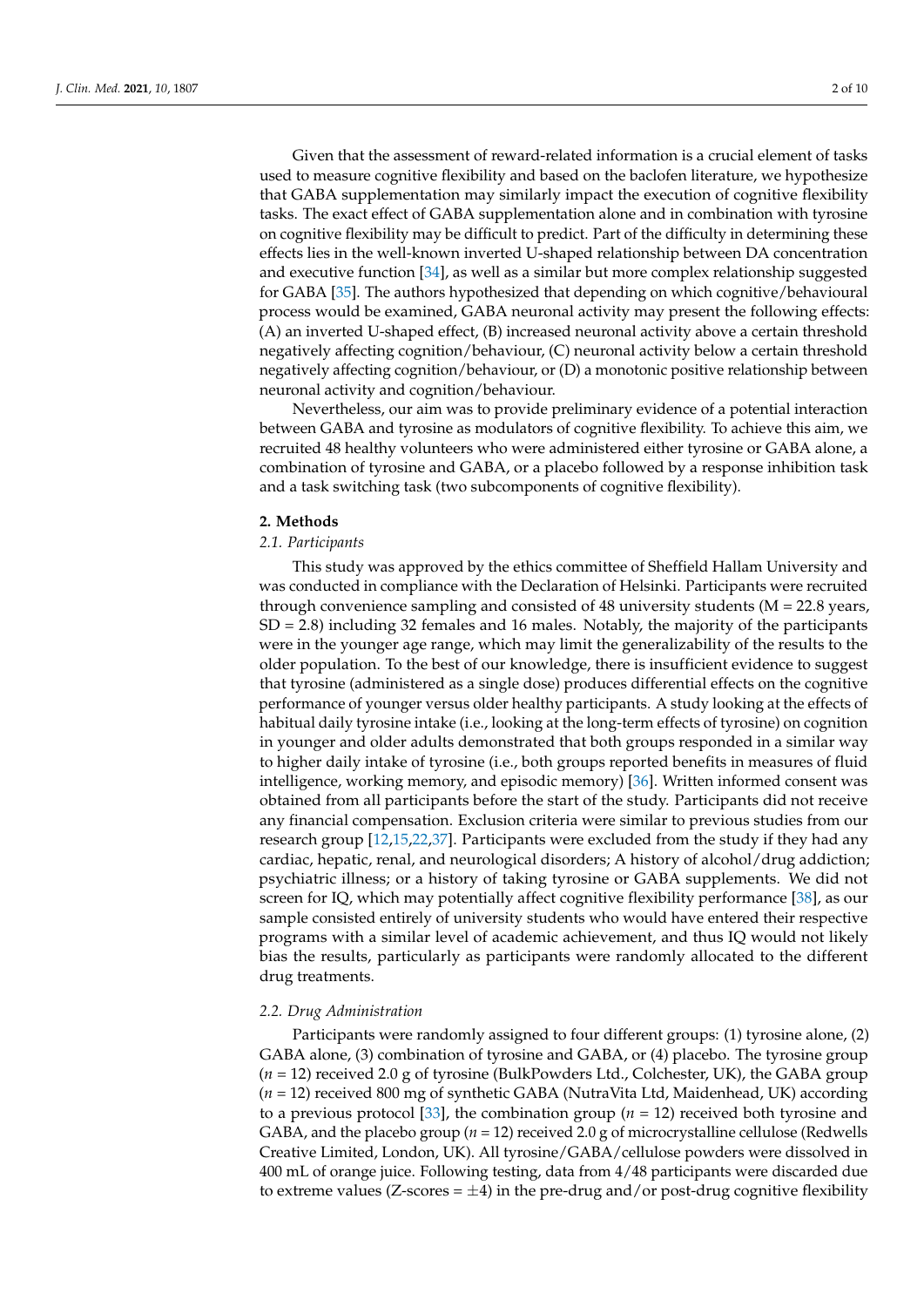Given that the assessment of reward-related information is a crucial element of tasks used to measure cognitive flexibility and based on the baclofen literature, we hypothesize that GABA supplementation may similarly impact the execution of cognitive flexibility tasks. The exact effect of GABA supplementation alone and in combination with tyrosine on cognitive flexibility may be difficult to predict. Part of the difficulty in determining these effects lies in the well-known inverted U-shaped relationship between DA concentration and executive function [34], as well as a similar but more complex relationship suggested for GABA [35]. The authors hypothesized that depending on which cognitive/behavioural process would be examined, GABA neuronal activity may present the following effects: (A) an inverted U-shaped effect, (B) increased neuronal activity above a certain threshold negatively affecting cognition/behaviour, (C) neuronal activity below a certain threshold negatively affecting cognition/behaviour, or (D) a monotonic positive relationship between neuronal activity and cognition/behaviour.

Nevertheless, our aim was to provide preliminary evidence of a potential interaction between GABA and tyrosine as modulators of cognitive flexibility. To achieve this aim, we recruited 48 healthy volunteers who were administered either tyrosine or GABA alone, a combination of tyrosine and GABA, or a placebo followed by a response inhibition task and a task switching task (two subcomponents of cognitive flexibility).

## 2. Methods

### 2.1. Participants

This study was approved by the ethics committee of Sheffield Hallam University and was conducted in compliance with the Declaration of Helsinki. Participants were recruited through convenience sampling and consisted of 48 university students (M = 22.8 years, SD = 2.8) including 32 females and 16 males. Notably, the majority of the participants were in the younger age range, which may limit the generalizability of the results to the older population. To the best of our knowledge, there is insufficient evidence to suggest that tyrosine (administered as a single dose) produces differential effects on the cognitive performance of younger versus older healthy participants. A study looking at the effects of habitual daily tyrosine intake (i.e., looking at the long-term effects of tyrosine) on cognition in younger and older adults demonstrated that both groups responded in a similar way to higher daily intake of tyrosine (i.e., both groups reported benefits in measures of fluid intelligence, working memory, and episodic memory) [36]. Written informed consent was obtained from all participants before the start of the study. Participants did not receive any financial compensation. Exclusion criteria were similar to previous studies from our research group [12,15,22,37]. Participants were excluded from the study if they had any cardiac, hepatic, renal, and neurological disorders; A history of alcohol/drug addiction; psychiatric illness; or a history of taking tyrosine or GABA supplements. We did not screen for IQ, which may potentially affect cognitive flexibility performance [38], as our sample consisted entirely of university students who would have entered their respective programs with a similar level of academic achievement, and thus IQ would not likely bias the results, particularly as participants were randomly allocated to the different drug treatments.

### 2.2. Drug Administration

Participants were randomly assigned to four different groups: (1) tyrosine alone, (2) GABA alone, (3) combination of tyrosine and GABA, or (4) placebo. The tyrosine group ($n$ = 12) received 2.0 g of tyrosine (BulkPowders Ltd., Colchester, UK), the GABA group ($n$ = 12) received 800 mg of synthetic GABA (NutraVita Ltd, Maidenhead, UK) according to a previous protocol [33], the combination group ($n$ = 12) received both tyrosine and GABA, and the placebo group ($n$ = 12) received 2.0 g of microcrystalline cellulose (Redwells Creative Limited, London, UK). All tyrosine/GABA/cellulose powders were dissolved in 400 mL of orange juice. Following testing, data from 4/48 participants were discarded due to extreme values (Z-scores = $\pm 4$) in the pre-drug and/or post-drug cognitive flexibility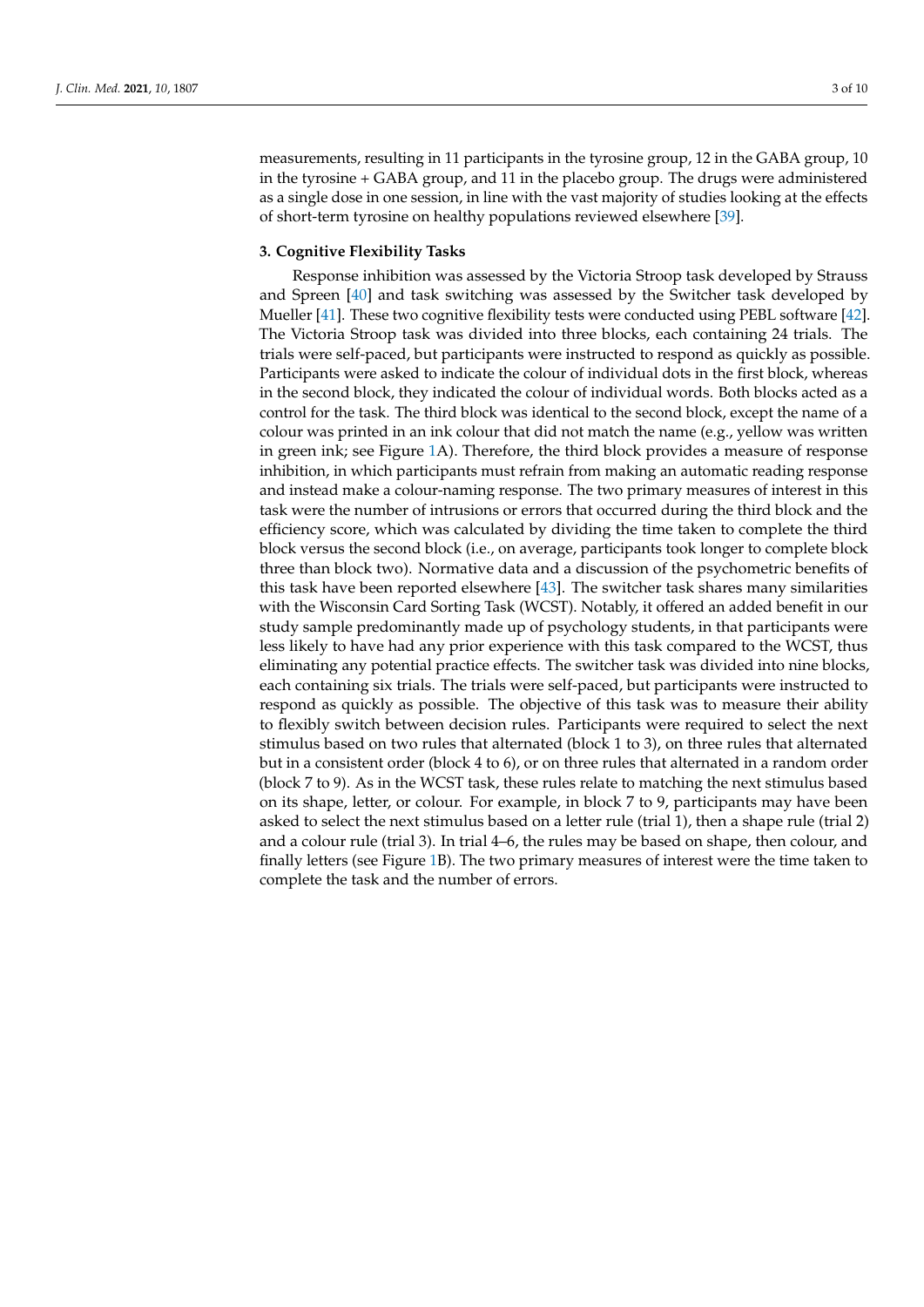measurements, resulting in 11 participants in the tyrosine group, 12 in the GABA group, 10 in the tyrosine + GABA group, and 11 in the placebo group. The drugs were administered as a single dose in one session, in line with the vast majority of studies looking at the effects of short-term tyrosine on healthy populations reviewed elsewhere [39].

## 3. Cognitive Flexibility Tasks

Response inhibition was assessed by the Victoria Stroop task developed by Strauss and Spreen [40] and task switching was assessed by the Switcher task developed by Mueller [41]. These two cognitive flexibility tests were conducted using PEBL software [42]. The Victoria Stroop task was divided into three blocks, each containing 24 trials. The trials were self-paced, but participants were instructed to respond as quickly as possible. Participants were asked to indicate the colour of individual dots in the first block, whereas in the second block, they indicated the colour of individual words. Both blocks acted as a control for the task. The third block was identical to the second block, except the name of a colour was printed in an ink colour that did not match the name (e.g., yellow was written in green ink; see Figure 1A). Therefore, the third block provides a measure of response inhibition, in which participants must refrain from making an automatic reading response and instead make a colour-naming response. The two primary measures of interest in this task were the number of intrusions or errors that occurred during the third block and the efficiency score, which was calculated by dividing the time taken to complete the third block versus the second block (i.e., on average, participants took longer to complete block three than block two). Normative data and a discussion of the psychometric benefits of this task have been reported elsewhere [43]. The switcher task shares many similarities with the Wisconsin Card Sorting Task (WCST). Notably, it offered an added benefit in our study sample predominantly made up of psychology students, in that participants were less likely to have had any prior experience with this task compared to the WCST, thus eliminating any potential practice effects. The switcher task was divided into nine blocks, each containing six trials. The trials were self-paced, but participants were instructed to respond as quickly as possible. The objective of this task was to measure their ability to flexibly switch between decision rules. Participants were required to select the next stimulus based on two rules that alternated (block 1 to 3), on three rules that alternated but in a consistent order (block 4 to 6), or on three rules that alternated in a random order (block 7 to 9). As in the WCST task, these rules relate to matching the next stimulus based on its shape, letter, or colour. For example, in block 7 to 9, participants may have been asked to select the next stimulus based on a letter rule (trial 1), then a shape rule (trial 2) and a colour rule (trial 3). In trial 4–6, the rules may be based on shape, then colour, and finally letters (see Figure 1B). The two primary measures of interest were the time taken to complete the task and the number of errors.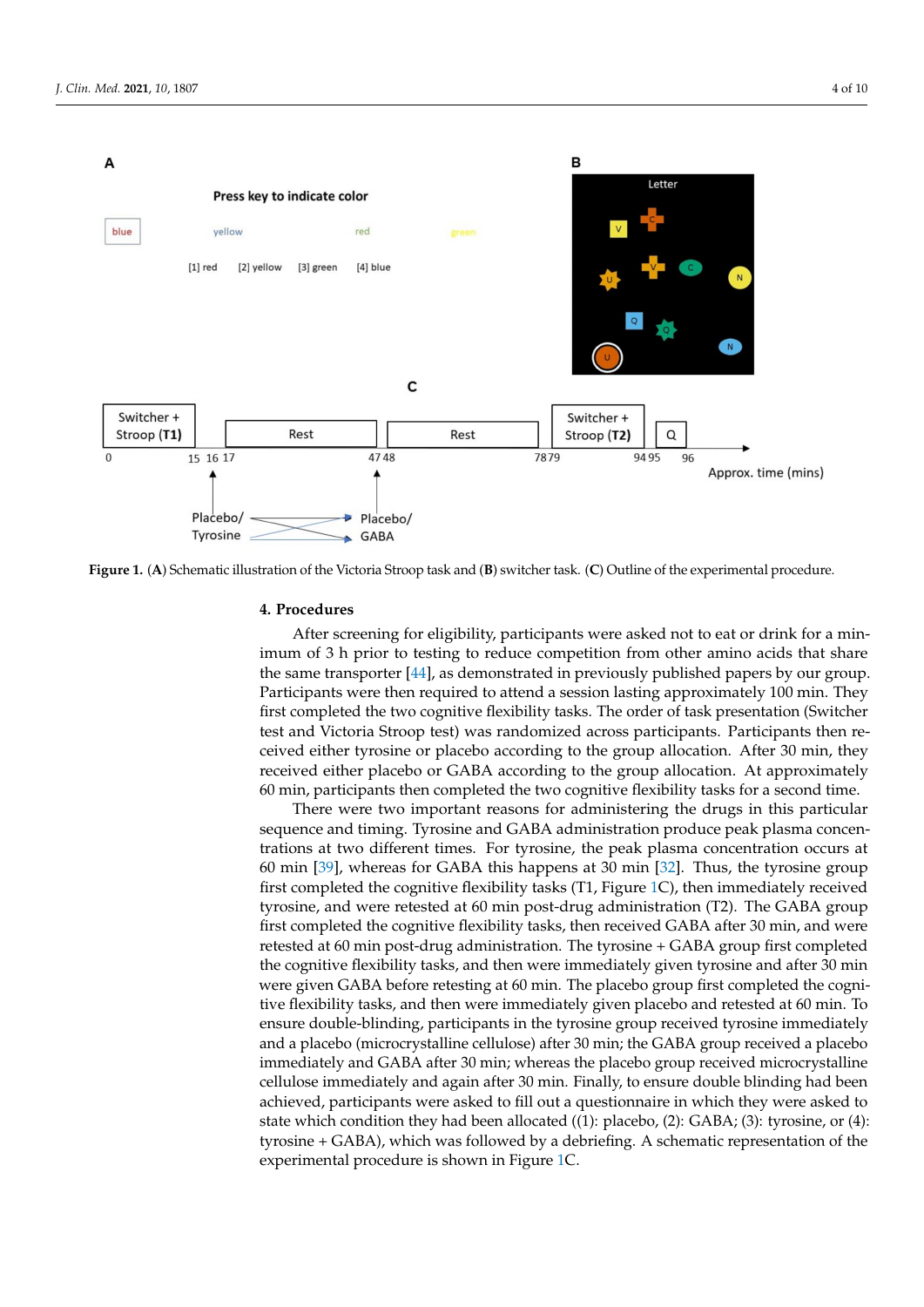**Figure 1.** (**A**) Schematic illustration of the Victoria Stroop task and (**B**) switcher task. (**C**) Outline of the experimental procedure.

## 4. Procedures

After screening for eligibility, participants were asked not to eat or drink for a minimum of 3 h prior to testing to reduce competition from other amino acids that share the same transporter [44], as demonstrated in previously published papers by our group. Participants were then required to attend a session lasting approximately 100 min. They first completed the two cognitive flexibility tasks. The order of task presentation (Switcher test and Victoria Stroop test) was randomized across participants. Participants then received either tyrosine or placebo according to the group allocation. After 30 min, they received either placebo or GABA according to the group allocation. At approximately 60 min, participants then completed the two cognitive flexibility tasks for a second time.

There were two important reasons for administering the drugs in this particular sequence and timing. Tyrosine and GABA administration produce peak plasma concentrations at two different times. For tyrosine, the peak plasma concentration occurs at 60 min [39], whereas for GABA this happens at 30 min [32]. Thus, the tyrosine group first completed the cognitive flexibility tasks (T1, Figure 1C), then immediately received tyrosine, and were retested at 60 min post-drug administration (T2). The GABA group first completed the cognitive flexibility tasks, then received GABA after 30 min, and were retested at 60 min post-drug administration. The tyrosine + GABA group first completed the cognitive flexibility tasks, and then were immediately given tyrosine and after 30 min were given GABA before retesting at 60 min. The placebo group first completed the cognitive flexibility tasks, and then were immediately given placebo and retested at 60 min. To ensure double-blinding, participants in the tyrosine group received tyrosine immediately and a placebo (microcrystalline cellulose) after 30 min; the GABA group received a placebo immediately and GABA after 30 min; whereas the placebo group received microcrystalline cellulose immediately and again after 30 min. Finally, to ensure double blinding had been achieved, participants were asked to fill out a questionnaire in which they were asked to state which condition they had been allocated ((1): placebo, (2): GABA; (3): tyrosine, or (4): tyrosine + GABA), which was followed by a debriefing. A schematic representation of the experimental procedure is shown in Figure 1C.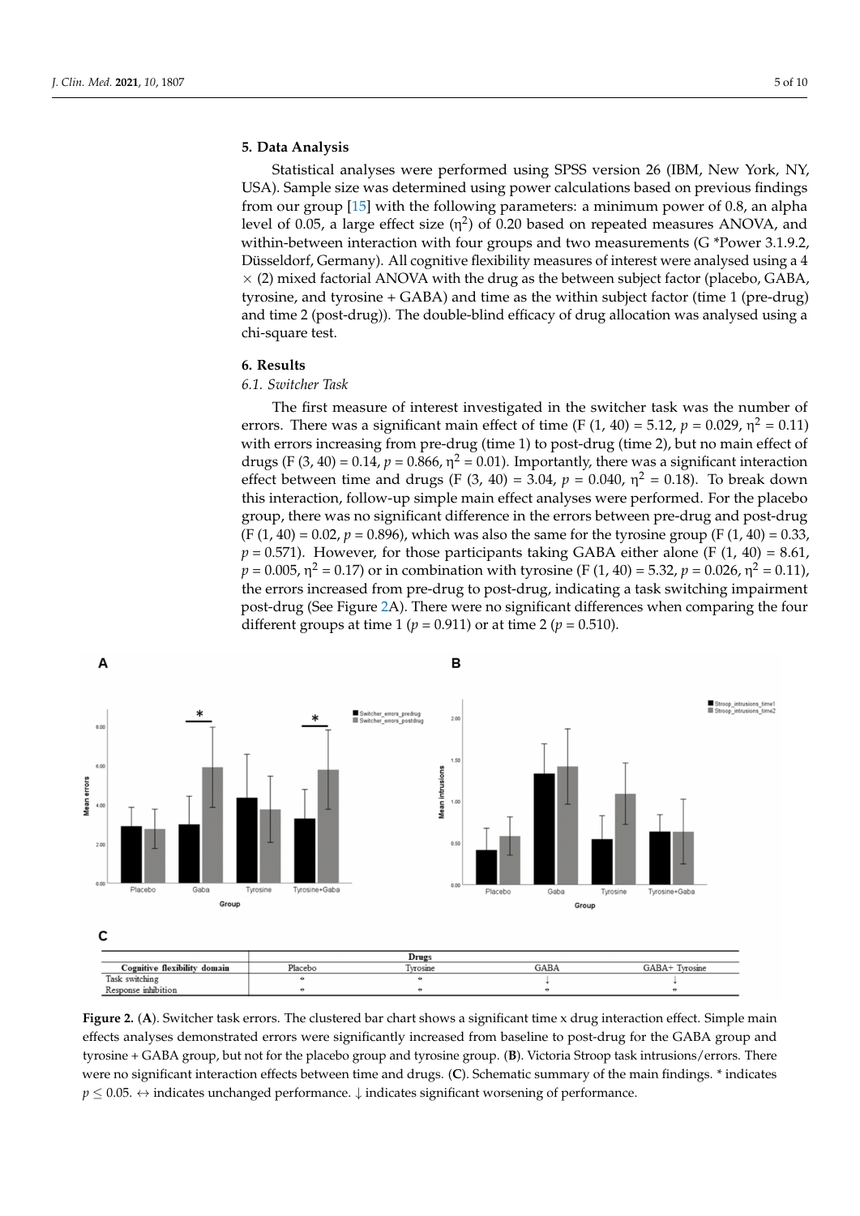## 5. Data Analysis

Statistical analyses were performed using SPSS version 26 (IBM, New York, NY, USA). Sample size was determined using power calculations based on previous findings from our group [15] with the following parameters: a minimum power of 0.8, an alpha level of 0.05, a large effect size ($\eta^2$) of 0.20 based on repeated measures ANOVA, and within-between interaction with four groups and two measurements (G *Power 3.1.9.2, Düsseldorf, Germany). All cognitive flexibility measures of interest were analysed using a 4 × (2) mixed factorial ANOVA with the drug as the between subject factor (placebo, GABA, tyrosine, and tyrosine + GABA) and time as the within subject factor (time 1 (pre-drug) and time 2 (post-drug)). The double-blind efficacy of drug allocation was analysed using a chi-square test.

## 6. Results

### 6.1. Switcher Task

The first measure of interest investigated in the switcher task was the number of errors. There was a significant main effect of time ($F(1, 40) = 5.12$, $p = 0.029$, $\eta^2 = 0.11$) with errors increasing from pre-drug (time 1) to post-drug (time 2), but no main effect of drugs ($F(3, 40) = 0.14$, $p = 0.866$, $\eta^2 = 0.01$). Importantly, there was a significant interaction effect between time and drugs ($F(3, 40) = 3.04$, $p = 0.040$, $\eta^2 = 0.18$). To break down this interaction, follow-up simple main effect analyses were performed. For the placebo group, there was no significant difference in the errors between pre-drug and post-drug ($F(1, 40) = 0.02$, $p = 0.896$), which was also the same for the tyrosine group ($F(1, 40) = 0.33$, $p = 0.571$). However, for those participants taking GABA either alone ($F(1, 40) = 8.61$, $p = 0.005$, $\eta^2 = 0.17$) or in combination with tyrosine ($F(1, 40) = 5.32$, $p = 0.026$, $\eta^2 = 0.11$), the errors increased from pre-drug to post-drug, indicating a task switching impairment post-drug (See Figure 2A). There were no significant differences when comparing the four different groups at time 1 ($p = 0.911$) or at time 2 ($p = 0.510$).

| Cognitive flexibility domain | Drugs | | | |
|---|---|---|---|---|
| | Placebo | Tyrosine | GABA | GABA+ Tyrosine |
| Task switching | ↔ | ↔ | ↓ | ↓ |
| Response inhibition | ↔ | ↔ | ↔ | ↔ |

**Figure 2.** (**A**). Switcher task errors. The clustered bar chart shows a significant time x drug interaction effect. Simple main effects analyses demonstrated errors were significantly increased from baseline to post-drug for the GABA group and tyrosine + GABA group, but not for the placebo group and tyrosine group. (**B**). Victoria Stroop task intrusions/errors. There were no significant interaction effects between time and drugs. (**C**). Schematic summary of the main findings. * indicates $p \leq 0.05$. ↔ indicates unchanged performance. ↓ indicates significant worsening of performance.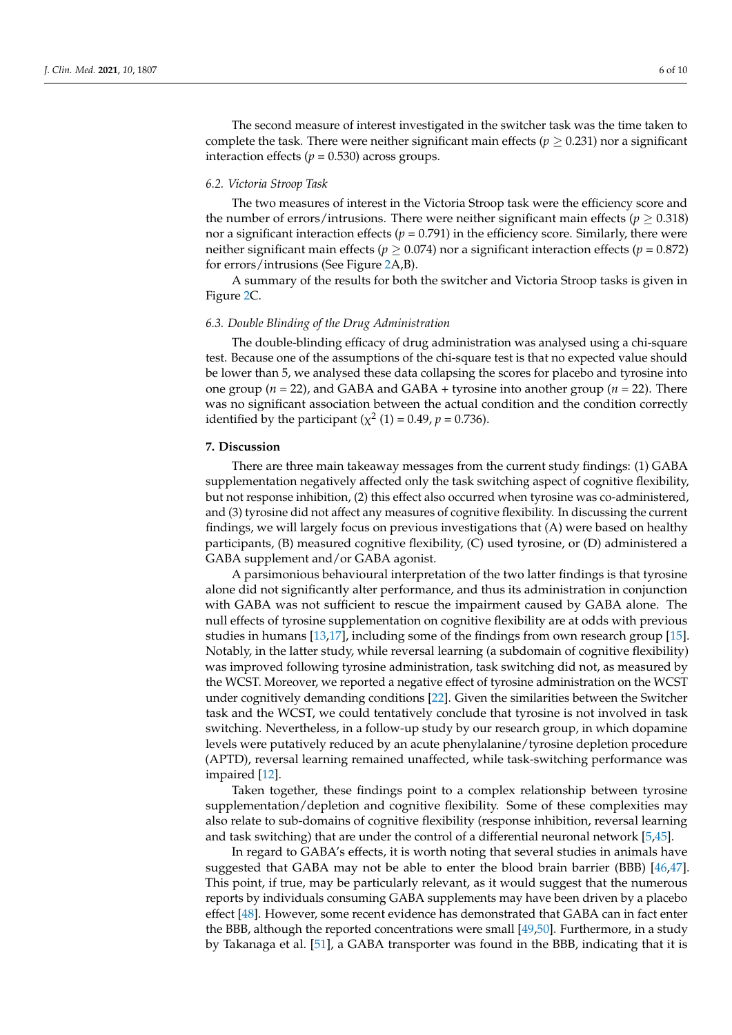The second measure of interest investigated in the switcher task was the time taken to complete the task. There were neither significant main effects ($p \geq 0.231$) nor a significant interaction effects ($p = 0.530$) across groups.

### 6.2. Victoria Stroop Task

The two measures of interest in the Victoria Stroop task were the efficiency score and the number of errors/intrusions. There were neither significant main effects ($p \geq 0.318$) nor a significant interaction effects ($p = 0.791$) in the efficiency score. Similarly, there were neither significant main effects ($p \geq 0.074$) nor a significant interaction effects ($p = 0.872$) for errors/intrusions (See Figure 2A,B).

A summary of the results for both the switcher and Victoria Stroop tasks is given in Figure 2C.

### 6.3. Double Blinding of the Drug Administration

The double-blinding efficacy of drug administration was analysed using a chi-square test. Because one of the assumptions of the chi-square test is that no expected value should be lower than 5, we analysed these data collapsing the scores for placebo and tyrosine into one group ($n = 22$), and GABA and GABA + tyrosine into another group ($n = 22$). There was no significant association between the actual condition and the condition correctly identified by the participant ($\chi^2$ (1) = 0.49, $p = 0.736$).

## 7. Discussion

There are three main takeaway messages from the current study findings: (1) GABA supplementation negatively affected only the task switching aspect of cognitive flexibility, but not response inhibition, (2) this effect also occurred when tyrosine was co-administered, and (3) tyrosine did not affect any measures of cognitive flexibility. In discussing the current findings, we will largely focus on previous investigations that (A) were based on healthy participants, (B) measured cognitive flexibility, (C) used tyrosine, or (D) administered a GABA supplement and/or GABA agonist.

A parsimonious behavioural interpretation of the two latter findings is that tyrosine alone did not significantly alter performance, and thus its administration in conjunction with GABA was not sufficient to rescue the impairment caused by GABA alone. The null effects of tyrosine supplementation on cognitive flexibility are at odds with previous studies in humans [13,17], including some of the findings from own research group [15]. Notably, in the latter study, while reversal learning (a subdomain of cognitive flexibility) was improved following tyrosine administration, task switching did not, as measured by the WCST. Moreover, we reported a negative effect of tyrosine administration on the WCST under cognitively demanding conditions [22]. Given the similarities between the Switcher task and the WCST, we could tentatively conclude that tyrosine is not involved in task switching. Nevertheless, in a follow-up study by our research group, in which dopamine levels were putatively reduced by an acute phenylalanine/tyrosine depletion procedure (APTD), reversal learning remained unaffected, while task-switching performance was impaired [12].

Taken together, these findings point to a complex relationship between tyrosine supplementation/depletion and cognitive flexibility. Some of these complexities may also relate to sub-domains of cognitive flexibility (response inhibition, reversal learning and task switching) that are under the control of a differential neuronal network [5,45].

In regard to GABA's effects, it is worth noting that several studies in animals have suggested that GABA may not be able to enter the blood brain barrier (BBB) [46,47]. This point, if true, may be particularly relevant, as it would suggest that the numerous reports by individuals consuming GABA supplements may have been driven by a placebo effect [48]. However, some recent evidence has demonstrated that GABA can in fact enter the BBB, although the reported concentrations were small [49,50]. Furthermore, in a study by Takanaga et al. [51], a GABA transporter was found in the BBB, indicating that it is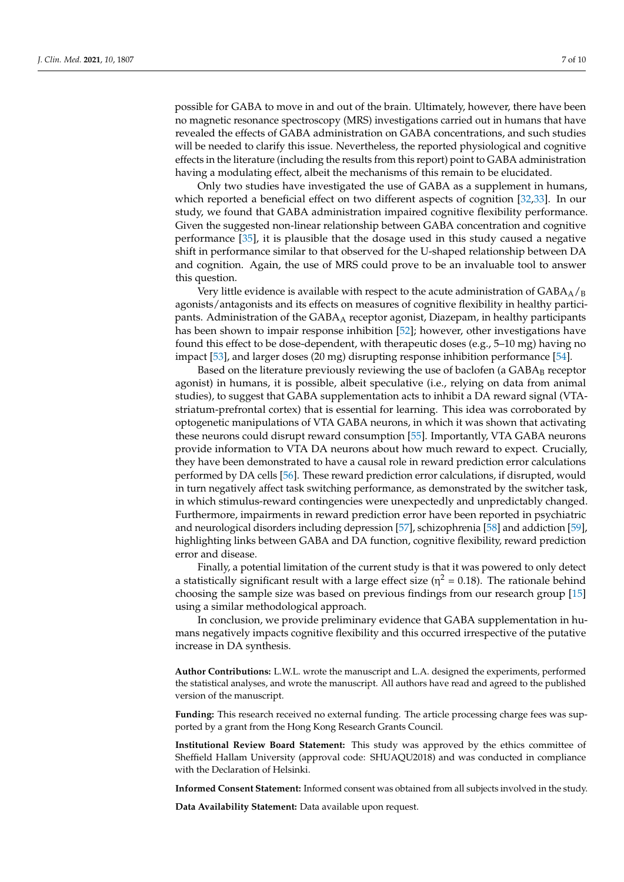possible for GABA to move in and out of the brain. Ultimately, however, there have been no magnetic resonance spectroscopy (MRS) investigations carried out in humans that have revealed the effects of GABA administration on GABA concentrations, and such studies will be needed to clarify this issue. Nevertheless, the reported physiological and cognitive effects in the literature (including the results from this report) point to GABA administration having a modulating effect, albeit the mechanisms of this remain to be elucidated.

Only two studies have investigated the use of GABA as a supplement in humans, which reported a beneficial effect on two different aspects of cognition [32,33]. In our study, we found that GABA administration impaired cognitive flexibility performance. Given the suggested non-linear relationship between GABA concentration and cognitive performance [35], it is plausible that the dosage used in this study caused a negative shift in performance similar to that observed for the U-shaped relationship between DA and cognition. Again, the use of MRS could prove to be an invaluable tool to answer this question.

Very little evidence is available with respect to the acute administration of $GABA_A/_B$ agonists/antagonists and its effects on measures of cognitive flexibility in healthy participants. Administration of the $GABA_A$ receptor agonist, Diazepam, in healthy participants has been shown to impair response inhibition [52]; however, other investigations have found this effect to be dose-dependent, with therapeutic doses (e.g., 5–10 mg) having no impact [53], and larger doses (20 mg) disrupting response inhibition performance [54].

Based on the literature previously reviewing the use of baclofen (a $GABA_B$ receptor agonist) in humans, it is possible, albeit speculative (i.e., relying on data from animal studies), to suggest that GABA supplementation acts to inhibit a DA reward signal (VTA-striatum-prefrontal cortex) that is essential for learning. This idea was corroborated by optogenetic manipulations of VTA GABA neurons, in which it was shown that activating these neurons could disrupt reward consumption [55]. Importantly, VTA GABA neurons provide information to VTA DA neurons about how much reward to expect. Crucially, they have been demonstrated to have a causal role in reward prediction error calculations performed by DA cells [56]. These reward prediction error calculations, if disrupted, would in turn negatively affect task switching performance, as demonstrated by the switcher task, in which stimulus-reward contingencies were unexpectedly and unpredictably changed. Furthermore, impairments in reward prediction error have been reported in psychiatric and neurological disorders including depression [57], schizophrenia [58] and addiction [59], highlighting links between GABA and DA function, cognitive flexibility, reward prediction error and disease.

Finally, a potential limitation of the current study is that it was powered to only detect a statistically significant result with a large effect size ($\eta^2 = 0.18$). The rationale behind choosing the sample size was based on previous findings from our research group [15] using a similar methodological approach.

In conclusion, we provide preliminary evidence that GABA supplementation in humans negatively impacts cognitive flexibility and this occurred irrespective of the putative increase in DA synthesis.

**Author Contributions:** L.W.L. wrote the manuscript and L.A. designed the experiments, performed the statistical analyses, and wrote the manuscript. All authors have read and agreed to the published version of the manuscript.

**Funding:** This research received no external funding. The article processing charge fees was supported by a grant from the Hong Kong Research Grants Council.

**Institutional Review Board Statement:** This study was approved by the ethics committee of Sheffield Hallam University (approval code: SHUAQU2018) and was conducted in compliance with the Declaration of Helsinki.

**Informed Consent Statement:** Informed consent was obtained from all subjects involved in the study.

**Data Availability Statement:** Data available upon request.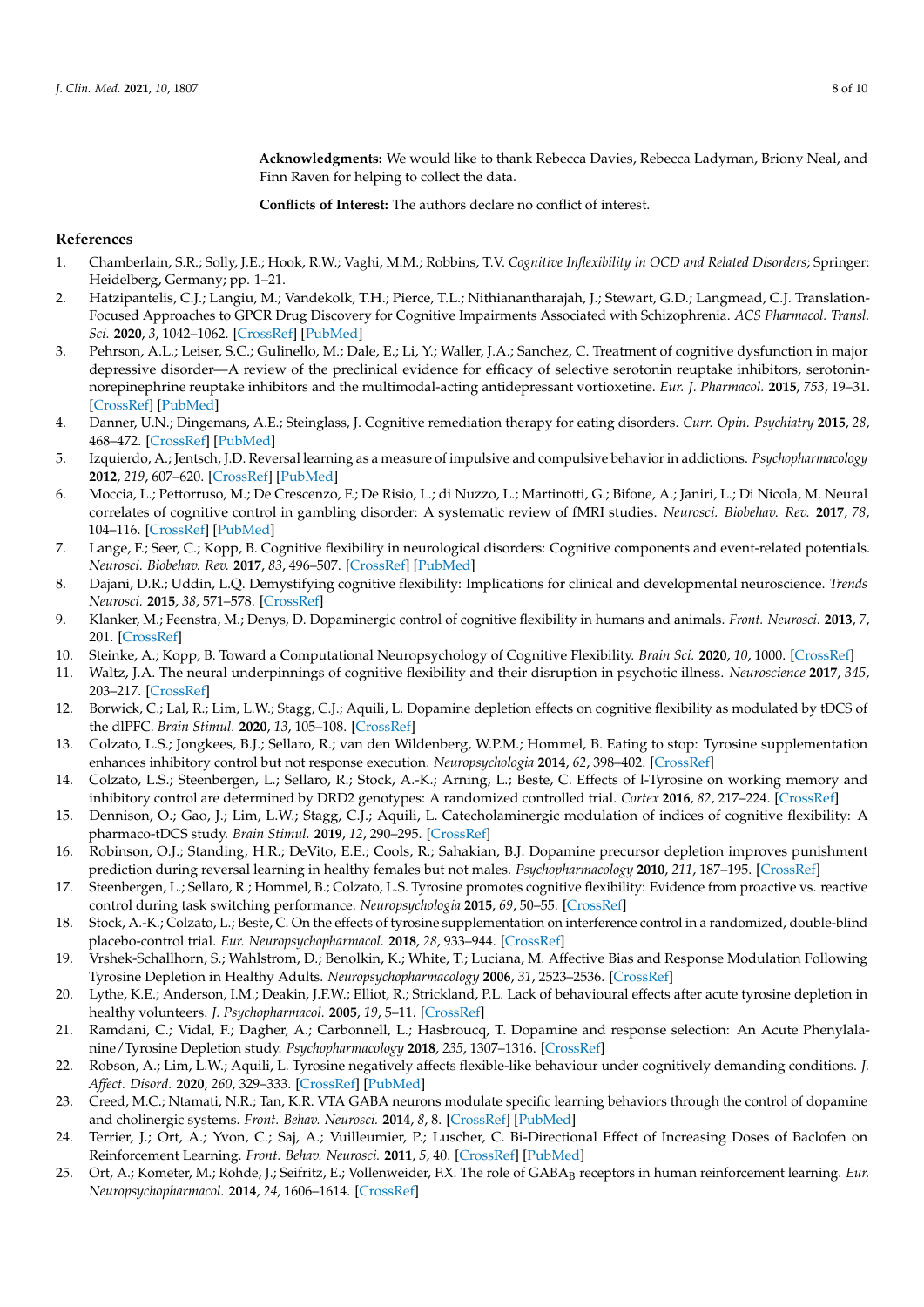**Acknowledgments:** We would like to thank Rebecca Davies, Rebecca Ladyman, Briony Neal, and Finn Raven for helping to collect the data.

**Conflicts of Interest:** The authors declare no conflict of interest.

## References

1. Chamberlain, S.R.; Solly, J.E.; Hook, R.W.; Vaghi, M.M.; Robbins, T.V. *Cognitive Inflexibility in OCD and Related Disorders*; Springer: Heidelberg, Germany; pp. 1–21.
2. Hatzipantelis, C.J.; Langiu, M.; Vandekolk, T.H.; Pierce, T.L.; Nithianantharajah, J.; Stewart, G.D.; Langmead, C.J. Translation-Focused Approaches to GPCR Drug Discovery for Cognitive Impairments Associated with Schizophrenia. *ACS Pharmacol. Transl. Sci.* **2020**, *3*, 1042–1062. [CrossRef] [PubMed]
3. Pehrson, A.L.; Leiser, S.C.; Gulinello, M.; Dale, E.; Li, Y.; Waller, J.A.; Sanchez, C. Treatment of cognitive dysfunction in major depressive disorder—A review of the preclinical evidence for efficacy of selective serotonin reuptake inhibitors, serotonin-norepinephrine reuptake inhibitors and the multimodal-acting antidepressant vortioxetine. *Eur. J. Pharmacol.* **2015**, *753*, 19–31. [CrossRef] [PubMed]
4. Danner, U.N.; Dingemans, A.E.; Steinglass, J. Cognitive remediation therapy for eating disorders. *Curr. Opin. Psychiatry* **2015**, *28*, 468–472. [CrossRef] [PubMed]
5. Izquierdo, A.; Jentsch, J.D. Reversal learning as a measure of impulsive and compulsive behavior in addictions. *Psychopharmacology* **2012**, *219*, 607–620. [CrossRef] [PubMed]
6. Moccia, L.; Pettorruso, M.; De Crescenzo, F.; De Risio, L.; di Nuzzo, L.; Martinotti, G.; Bifone, A.; Janiri, L.; Di Nicola, M. Neural correlates of cognitive control in gambling disorder: A systematic review of fMRI studies. *Neurosci. Biobehav. Rev.* **2017**, *78*, 104–116. [CrossRef] [PubMed]
7. Lange, F.; Seer, C.; Kopp, B. Cognitive flexibility in neurological disorders: Cognitive components and event-related potentials. *Neurosci. Biobehav. Rev.* **2017**, *83*, 496–507. [CrossRef] [PubMed]
8. Dajani, D.R.; Uddin, L.Q. Demystifying cognitive flexibility: Implications for clinical and developmental neuroscience. *Trends Neurosci.* **2015**, *38*, 571–578. [CrossRef]
9. Klanker, M.; Feenstra, M.; Denys, D. Dopaminergic control of cognitive flexibility in humans and animals. *Front. Neurosci.* **2013**, *7*, 201. [CrossRef]
10. Steinke, A.; Kopp, B. Toward a Computational Neuropsychology of Cognitive Flexibility. *Brain Sci.* **2020**, *10*, 1000. [CrossRef]
11. Waltz, J.A. The neural underpinnings of cognitive flexibility and their disruption in psychotic illness. *Neuroscience* **2017**, *345*, 203–217. [CrossRef]
12. Borwick, C.; Lal, R.; Lim, L.W.; Stagg, C.J.; Aquili, L. Dopamine depletion effects on cognitive flexibility as modulated by tDCS of the dlPFC. *Brain Stimul.* **2020**, *13*, 105–108. [CrossRef]
13. Colzato, L.S.; Jongkees, B.J.; Sellaro, R.; van den Wildenberg, W.P.M.; Hommel, B. Eating to stop: Tyrosine supplementation enhances inhibitory control but not response execution. *Neuropsychologia* **2014**, *62*, 398–402. [CrossRef]
14. Colzato, L.S.; Steenbergen, L.; Sellaro, R.; Stock, A.-K.; Arning, L.; Beste, C. Effects of l-Tyrosine on working memory and inhibitory control are determined by DRD2 genotypes: A randomized controlled trial. *Cortex* **2016**, *82*, 217–224. [CrossRef]
15. Dennison, O.; Gao, J.; Lim, L.W.; Stagg, C.J.; Aquili, L. Catecholaminergic modulation of indices of cognitive flexibility: A pharmaco-tDCS study. *Brain Stimul.* **2019**, *12*, 290–295. [CrossRef]
16. Robinson, O.J.; Standing, H.R.; DeVito, E.E.; Cools, R.; Sahakian, B.J. Dopamine precursor depletion improves punishment prediction during reversal learning in healthy females but not males. *Psychopharmacology* **2010**, *211*, 187–195. [CrossRef]
17. Steenbergen, L.; Sellaro, R.; Hommel, B.; Colzato, L.S. Tyrosine promotes cognitive flexibility: Evidence from proactive vs. reactive control during task switching performance. *Neuropsychologia* **2015**, *69*, 50–55. [CrossRef]
18. Stock, A.-K.; Colzato, L.; Beste, C. On the effects of tyrosine supplementation on interference control in a randomized, double-blind placebo-control trial. *Eur. Neuropsychopharmacol.* **2018**, *28*, 933–944. [CrossRef]
19. Vrshek-Schallhorn, S.; Wahlstrom, D.; Benolkin, K.; White, T.; Luciana, M. Affective Bias and Response Modulation Following Tyrosine Depletion in Healthy Adults. *Neuropsychopharmacology* **2006**, *31*, 2523–2536. [CrossRef]
20. Lythe, K.E.; Anderson, I.M.; Deakin, J.F.W.; Elliot, R.; Strickland, P.L. Lack of behavioural effects after acute tyrosine depletion in healthy volunteers. *J. Psychopharmacol.* **2005**, *19*, 5–11. [CrossRef]
21. Ramdani, C.; Vidal, F.; Dagher, A.; Carbonnell, L.; Hasbroucq, T. Dopamine and response selection: An Acute Phenylalanine/Tyrosine Depletion study. *Psychopharmacology* **2018**, *235*, 1307–1316. [CrossRef]
22. Robson, A.; Lim, L.W.; Aquili, L. Tyrosine negatively affects flexible-like behaviour under cognitively demanding conditions. *J. Affect. Disord.* **2020**, *260*, 329–333. [CrossRef] [PubMed]
23. Creed, M.C.; Ntamati, N.R.; Tan, K.R. VTA GABA neurons modulate specific learning behaviors through the control of dopamine and cholinergic systems. *Front. Behav. Neurosci.* **2014**, *8*, 8. [CrossRef] [PubMed]
24. Terrier, J.; Ort, A.; Yvon, C.; Saj, A.; Vuilleumier, P.; Luscher, C. Bi-Directional Effect of Increasing Doses of Baclofen on Reinforcement Learning. *Front. Behav. Neurosci.* **2011**, *5*, 40. [CrossRef] [PubMed]
25. Ort, A.; Kometer, M.; Rohde, J.; Seifritz, E.; Vollenweider, F.X. The role of $GABA_B$ receptors in human reinforcement learning. *Eur. Neuropsychopharmacol.* **2014**, *24*, 1606–1614. [CrossRef]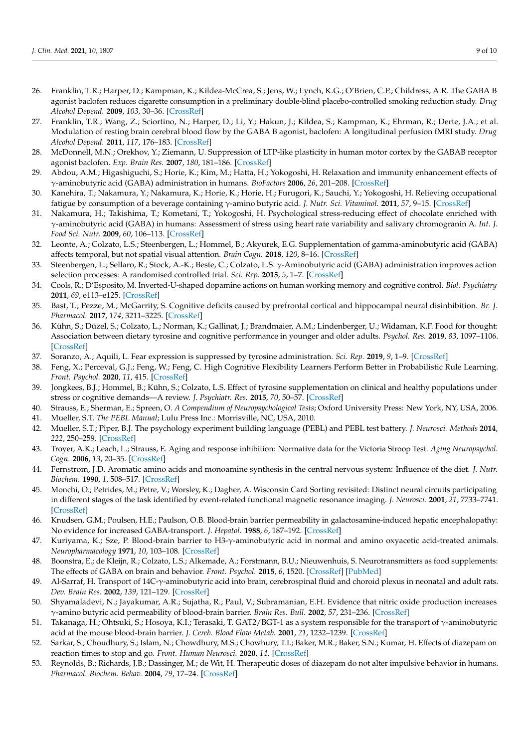26. Franklin, T.R.; Harper, D.; Kampman, K.; Kildea-McCrea, S.; Jens, W.; Lynch, K.G.; O'Brien, C.P.; Childress, A.R. The GABA B agonist baclofen reduces cigarette consumption in a preliminary double-blind placebo-controlled smoking reduction study. *Drug Alcohol Depend.* **2009**, *103*, 30–36. [CrossRef]
27. Franklin, T.R.; Wang, Z.; Sciortino, N.; Harper, D.; Li, Y.; Hakun, J.; Kildea, S.; Kampman, K.; Ehrman, R.; Derte, J.A.; et al. Modulation of resting brain cerebral blood flow by the GABA B agonist, baclofen: A longitudinal perfusion fMRI study. *Drug Alcohol Depend.* **2011**, *117*, 176–183. [CrossRef]
28. McDonnell, M.N.; Orekhov, Y.; Ziemann, U. Suppression of LTP-like plasticity in human motor cortex by the GABAB receptor agonist baclofen. *Exp. Brain Res.* **2007**, *180*, 181–186. [CrossRef]
29. Abdou, A.M.; Higashiguchi, S.; Horie, K.; Kim, M.; Hatta, H.; Yokogoshi, H. Relaxation and immunity enhancement effects of γ-aminobutyric acid (GABA) administration in humans. *BioFactors* **2006**, *26*, 201–208. [CrossRef]
30. Kanehira, T.; Nakamura, Y.; Nakamura, K.; Horie, K.; Horie, H.; Furugori, K.; Sauchi, Y.; Yokogoshi, H. Relieving occupational fatigue by consumption of a beverage containing γ-amino butyric acid. *J. Nutr. Sci. Vitaminol.* **2011**, *57*, 9–15. [CrossRef]
31. Nakamura, H.; Takishima, T.; Kometani, T.; Yokogoshi, H. Psychological stress-reducing effect of chocolate enriched with γ-aminobutyric acid (GABA) in humans: Assessment of stress using heart rate variability and salivary chromogranin A. *Int. J. Food Sci. Nutr.* **2009**, *60*, 106–113. [CrossRef]
32. Leonte, A.; Colzato, L.S.; Steenbergen, L.; Hommel, B.; Akyurek, E.G. Supplementation of gamma-aminobutyric acid (GABA) affects temporal, but not spatial visual attention. *Brain Cogn.* **2018**, *120*, 8–16. [CrossRef]
33. Steenbergen, L.; Sellaro, R.; Stock, A.-K.; Beste, C.; Colzato, L.S. γ-Aminobutyric acid (GABA) administration improves action selection processes: A randomised controlled trial. *Sci. Rep.* **2015**, *5*, 1–7. [CrossRef]
34. Cools, R.; D'Esposito, M. Inverted-U-shaped dopamine actions on human working memory and cognitive control. *Biol. Psychiatry* **2011**, *69*, e113–e125. [CrossRef]
35. Bast, T.; Pezze, M.; McGarrity, S. Cognitive deficits caused by prefrontal cortical and hippocampal neural disinhibition. *Br. J. Pharmacol.* **2017**, *174*, 3211–3225. [CrossRef]
36. Kühn, S.; Düzel, S.; Colzato, L.; Norman, K.; Gallinat, J.; Brandmaier, A.M.; Lindenberger, U.; Widaman, K.F. Food for thought: Association between dietary tyrosine and cognitive performance in younger and older adults. *Psychol. Res.* **2019**, *83*, 1097–1106. [CrossRef]
37. Soranzo, A.; Aquili, L. Fear expression is suppressed by tyrosine administration. *Sci. Rep.* **2019**, *9*, 1–9. [CrossRef]
38. Feng, X.; Perceval, G.J.; Feng, W.; Feng, C. High Cognitive Flexibility Learners Perform Better in Probabilistic Rule Learning. *Front. Psychol.* **2020**, *11*, 415. [CrossRef]
39. Jongkees, B.J.; Hommel, B.; Kühn, S.; Colzato, L.S. Effect of tyrosine supplementation on clinical and healthy populations under stress or cognitive demands—A review. *J. Psychiatr. Res.* **2015**, *70*, 50–57. [CrossRef]
40. Strauss, E.; Sherman, E.; Spreen, O. *A Compendium of Neuropsychological Tests*; Oxford University Press: New York, NY, USA, 2006.
41. Mueller, S.T. *The PEBL Manual*; Lulu Press Inc.: Morrisville, NC, USA, 2010.
42. Mueller, S.T.; Piper, B.J. The psychology experiment building language (PEBL) and PEBL test battery. *J. Neurosci. Methods* **2014**, *222*, 250–259. [CrossRef]
43. Troyer, A.K.; Leach, L.; Strauss, E. Aging and response inhibition: Normative data for the Victoria Stroop Test. *Aging Neuropsychol. Cogn.* **2006**, *13*, 20–35. [CrossRef]
44. Fernstrom, J.D. Aromatic amino acids and monoamine synthesis in the central nervous system: Influence of the diet. *J. Nutr. Biochem.* **1990**, *1*, 508–517. [CrossRef]
45. Monchi, O.; Petrides, M.; Petre, V.; Worsley, K.; Dagher, A. Wisconsin Card Sorting revisited: Distinct neural circuits participating in different stages of the task identified by event-related functional magnetic resonance imaging. *J. Neurosci.* **2001**, *21*, 7733–7741. [CrossRef]
46. Knudsen, G.M.; Poulsen, H.E.; Paulson, O.B. Blood-brain barrier permeability in galactosamine-induced hepatic encephalopathy: No evidence for increased GABA-transport. *J. Hepatol.* **1988**, *6*, 187–192. [CrossRef]
47. Kuriyama, K.; Sze, P. Blood-brain barrier to H3-γ-aminobutyric acid in normal and amino oxyacetic acid-treated animals. *Neuropharmacology* **1971**, *10*, 103–108. [CrossRef]
48. Boonstra, E.; de Kleijn, R.; Colzato, L.S.; Alkemade, A.; Forstmann, B.U.; Nieuwenhuis, S. Neurotransmitters as food supplements: The effects of GABA on brain and behavior. *Front. Psychol.* **2015**, *6*, 1520. [CrossRef] [PubMed]
49. Al-Sarraf, H. Transport of 14C-γ-aminobutyric acid into brain, cerebrospinal fluid and choroid plexus in neonatal and adult rats. *Dev. Brain Res.* **2002**, *139*, 121–129. [CrossRef]
50. Shyamaladevi, N.; Jayakumar, A.R.; Sujatha, R.; Paul, V.; Subramanian, E.H. Evidence that nitric oxide production increases γ-amino butyric acid permeability of blood-brain barrier. *Brain Res. Bull.* **2002**, *57*, 231–236. [CrossRef]
51. Takanaga, H.; Ohtsuki, S.; Hosoya, K.I.; Terasaki, T. GAT2/BGT-1 as a system responsible for the transport of γ-aminobutyric acid at the mouse blood-brain barrier. *J. Cereb. Blood Flow Metab.* **2001**, *21*, 1232–1239. [CrossRef]
52. Sarkar, S.; Choudhury, S.; Islam, N.; Chowdhury, M.S.; Chowhury, T.I.; Baker, M.R.; Baker, S.N.; Kumar, H. Effects of diazepam on reaction times to stop and go. *Front. Human Neurosci.* **2020**, *14*. [CrossRef]
53. Reynolds, B.; Richards, J.B.; Dassinger, M.; de Wit, H. Therapeutic doses of diazepam do not alter impulsive behavior in humans. *Pharmacol. Biochem. Behav.* **2004**, *79*, 17–24. [CrossRef]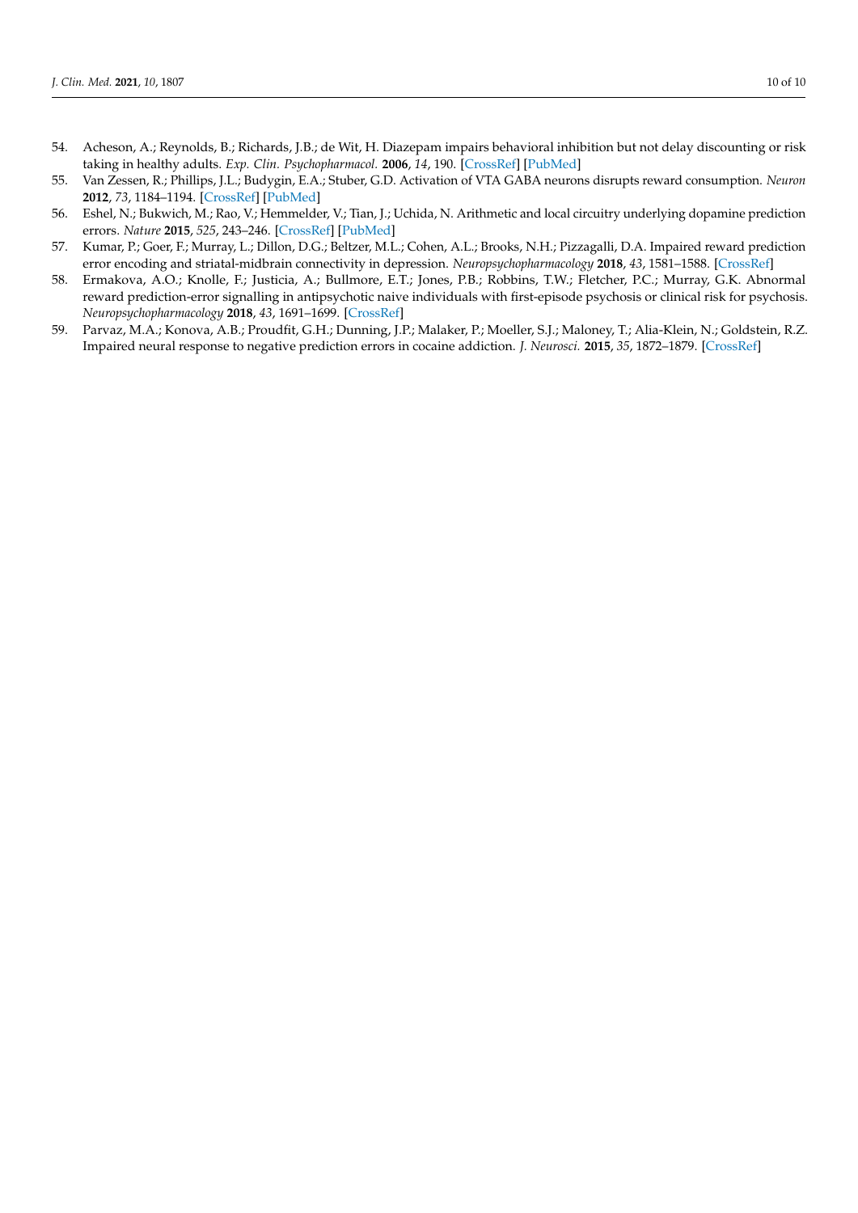54. Acheson, A.; Reynolds, B.; Richards, J.B.; de Wit, H. Diazepam impairs behavioral inhibition but not delay discounting or risk taking in healthy adults. *Exp. Clin. Psychopharmacol.* **2006**, *14*, 190. [CrossRef] [PubMed]
55. Van Zessen, R.; Phillips, J.L.; Budygin, E.A.; Stuber, G.D. Activation of VTA GABA neurons disrupts reward consumption. *Neuron* **2012**, *73*, 1184–1194. [CrossRef] [PubMed]
56. Eshel, N.; Bukwich, M.; Rao, V.; Hemmelder, V.; Tian, J.; Uchida, N. Arithmetic and local circuitry underlying dopamine prediction errors. *Nature* **2015**, *525*, 243–246. [CrossRef] [PubMed]
57. Kumar, P.; Goer, F.; Murray, L.; Dillon, D.G.; Beltzer, M.L.; Cohen, A.L.; Brooks, N.H.; Pizzagalli, D.A. Impaired reward prediction error encoding and striatal-midbrain connectivity in depression. *Neuropsychopharmacology* **2018**, *43*, 1581–1588. [CrossRef]
58. Ermakova, A.O.; Knolle, F.; Justicia, A.; Bullmore, E.T.; Jones, P.B.; Robbins, T.W.; Fletcher, P.C.; Murray, G.K. Abnormal reward prediction-error signalling in antipsychotic naive individuals with first-episode psychosis or clinical risk for psychosis. *Neuropsychopharmacology* **2018**, *43*, 1691–1699. [CrossRef]
59. Parvaz, M.A.; Konova, A.B.; Proudfit, G.H.; Dunning, J.P.; Malaker, P.; Moeller, S.J.; Maloney, T.; Alia-Klein, N.; Goldstein, R.Z. Impaired neural response to negative prediction errors in cocaine addiction. *J. Neurosci.* **2015**, *35*, 1872–1879. [CrossRef]